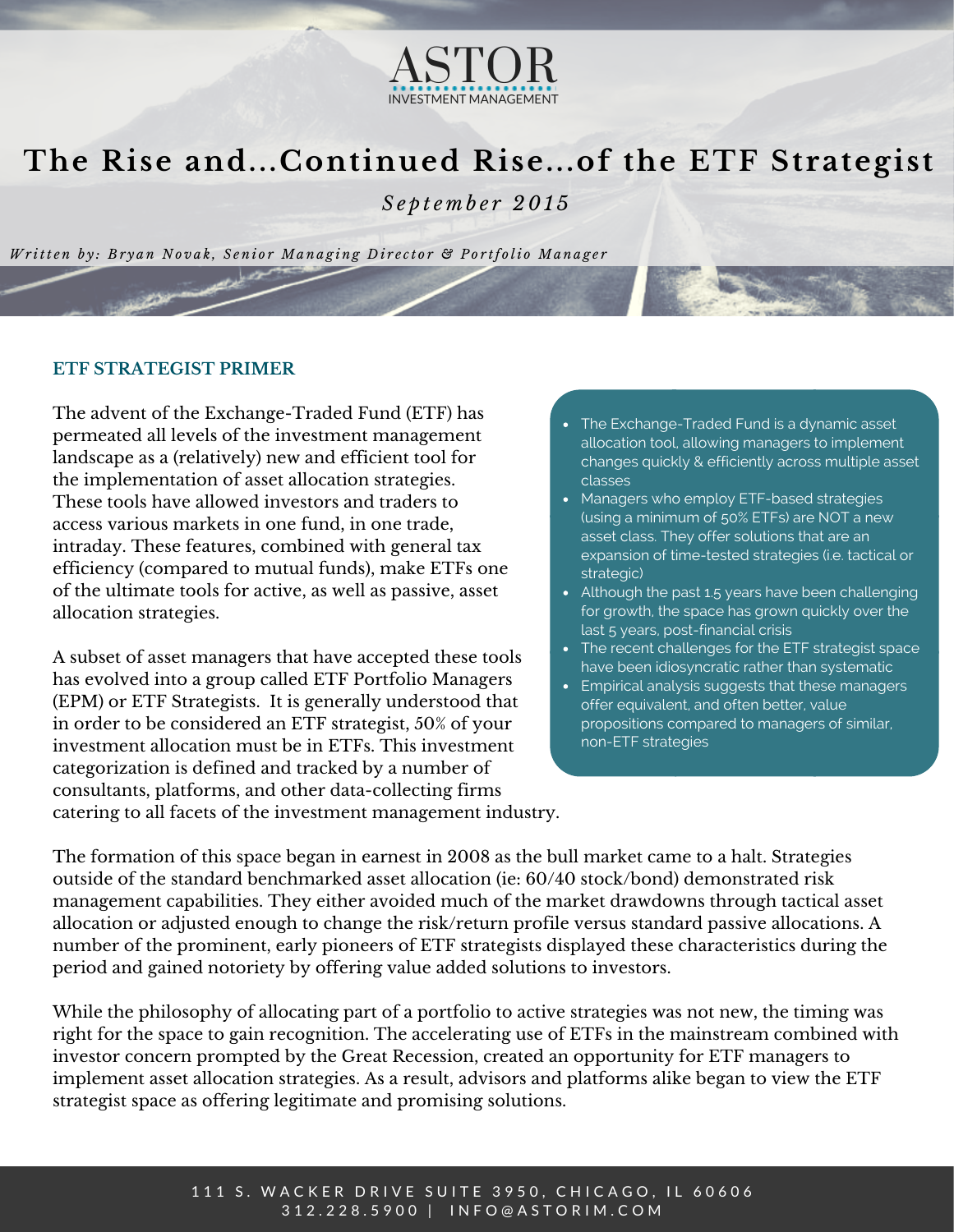# The Rise and...Continued Rise...of the ETF Strategist

*September 2015*

*Written by: Bryan Novak, Senior Managing Director & Portfolio Manager*

## ETF STRATEGIST PRIMER

The advent of the Exchange-Traded Fund (ETF) has permeated all levels of the investment management landscape as a (relatively) new and efficient tool for the implementation of asset allocation strategies. These tools have allowed investors and traders to access various markets in one fund, in one trade, intraday. These features, combined with general tax efficiency (compared to mutual funds), make ETFs one of the ultimate tools for active, as well as passive, asset allocation strategies.

A subset of asset managers that have accepted these tools has evolved into a group called ETF Portfolio Managers (EPM) or ETF Strategists. It is generally understood that in order to be considered an ETF strategist, 50% of your investment allocation must be in ETFs. This investment categorization is defined and tracked by a number of consultants, platforms, and other data-collecting firms catering to all facets of the investment management industry.

- The Exchange-Traded Fund is a dynamic asset allocation tool, allowing managers to implement changes quickly & efficiently across multiple asset classes
- Managers who employ ETF-based strategies (using a minimum of 50% ETFs) are NOT a new asset class. They offer solutions that are an expansion of time-tested strategies (i.e. tactical or strategic)
- Although the past 1.5 years have been challenging for growth, the space has grown quickly over the last 5 years, post-financial crisis
- The recent challenges for the ETF strategist space have been idiosyncratic rather than systematic
- Empirical analysis suggests that these managers offer equivalent, and often better, value propositions compared to managers of similar, non-ETF strategies

The formation of this space began in earnest in 2008 as the bull market came to a halt. Strategies outside of the standard benchmarked asset allocation (ie: 60/40 stock/bond) demonstrated risk management capabilities. They either avoided much of the market drawdowns through tactical asset allocation or adjusted enough to change the risk/return profile versus standard passive allocations. A number of the prominent, early pioneers of ETF strategists displayed these characteristics during the period and gained notoriety by offering value added solutions to investors.

While the philosophy of allocating part of a portfolio to active strategies was not new, the timing was right for the space to gain recognition. The accelerating use of ETFs in the mainstream combined with investor concern prompted by the Great Recession, created an opportunity for ETF managers to implement asset allocation strategies. As a result, advisors and platforms alike began to view the ETF strategist space as offering legitimate and promising solutions.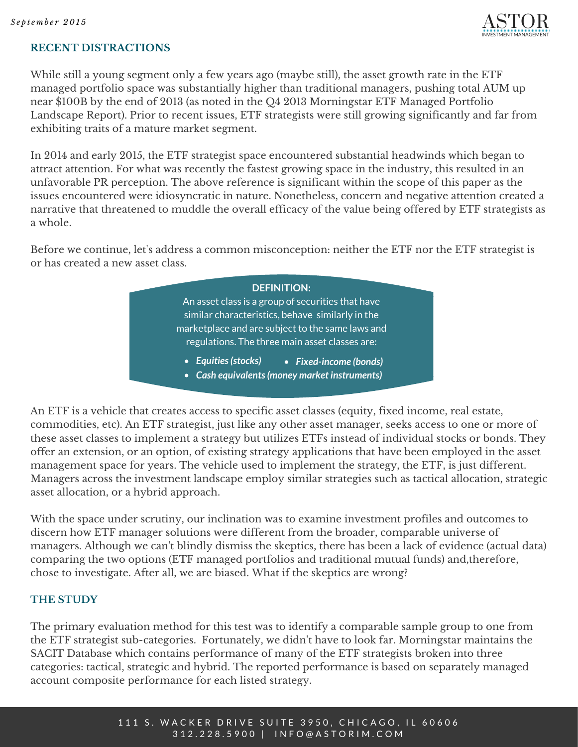## RECENT DISTRACTIONS

While still a young segment only a few years ago (maybe still), the asset growth rate in the ETF managed portfolio space was substantially higher than traditional managers, pushing total AUM up near $100B by the end of 2013 (as noted in the Q4 2013 Morningstar ETF Managed Portfolio Landscape Report). Prior to recent issues, ETF strategists were still growing significantly and far from exhibiting traits of a mature market segment.

In 2014 and early 2015, the ETF strategist space encountered substantial headwinds which began to attract attention. For what was recently the fastest growing space in the industry, this resulted in an unfavorable PR perception. The above reference is significant within the scope of this paper as the issues encountered were idiosyncratic in nature. Nonetheless, concern and negative attention created a narrative that threatened to muddle the overall efficacy of the value being offered by ETF strategists as a whole.

Before we continue, let's address a common misconception: neither the ETF nor the ETF strategist is or has created a new asset class.

> **DEFINITION:**
>
> An asset class is a group of securities that have similar characteristics, behave similarly in the marketplace and are subject to the same laws and regulations. The three main asset classes are:
>
> - ***Equities (stocks)***
> - ***Fixed-income (bonds)***
> - ***Cash equivalents (money market instruments)***

An ETF is a vehicle that creates access to specific asset classes (equity, fixed income, real estate, commodities, etc). An ETF strategist, just like any other asset manager, seeks access to one or more of these asset classes to implement a strategy but utilizes ETFs instead of individual stocks or bonds. They offer an extension, or an option, of existing strategy applications that have been employed in the asset management space for years. The vehicle used to implement the strategy, the ETF, is just different. Managers across the investment landscape employ similar strategies such as tactical allocation, strategic asset allocation, or a hybrid approach.

With the space under scrutiny, our inclination was to examine investment profiles and outcomes to discern how ETF manager solutions were different from the broader, comparable universe of managers. Although we can't blindly dismiss the skeptics, there has been a lack of evidence (actual data) comparing the two options (ETF managed portfolios and traditional mutual funds) and,therefore, chose to investigate. After all, we are biased. What if the skeptics are wrong?

## THE STUDY

The primary evaluation method for this test was to identify a comparable sample group to one from the ETF strategist sub-categories. Fortunately, we didn't have to look far. Morningstar maintains the SACIT Database which contains performance of many of the ETF strategists broken into three categories: tactical, strategic and hybrid. The reported performance is based on separately managed account composite performance for each listed strategy.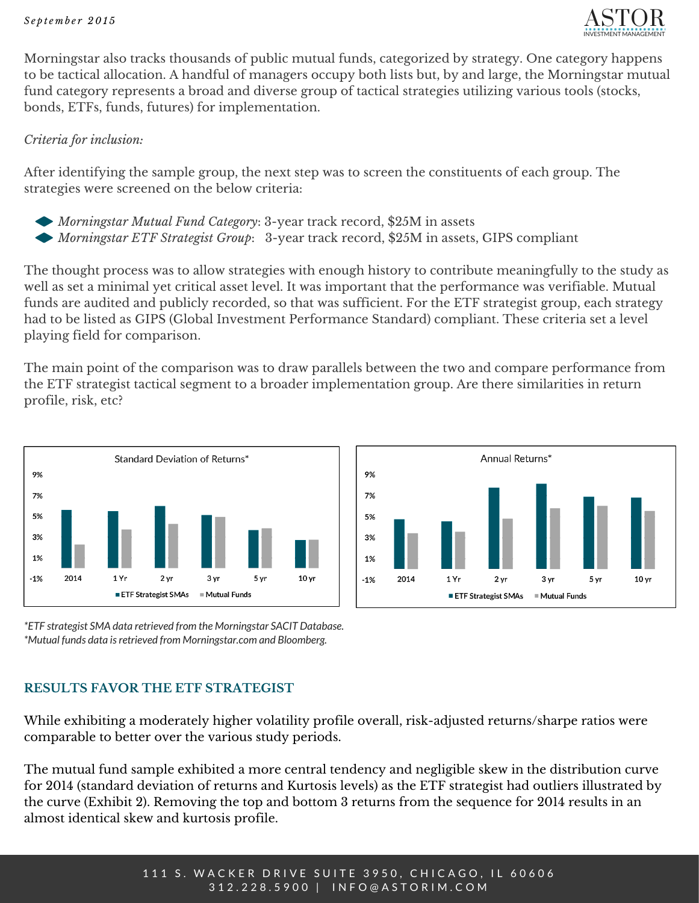Morningstar also tracks thousands of public mutual funds, categorized by strategy. One category happens to be tactical allocation. A handful of managers occupy both lists but, by and large, the Morningstar mutual fund category represents a broad and diverse group of tactical strategies utilizing various tools (stocks, bonds, ETFs, funds, futures) for implementation.

*Criteria for inclusion:*

After identifying the sample group, the next step was to screen the constituents of each group. The strategies were screened on the below criteria:

- *Morningstar Mutual Fund Category*: 3-year track record, $25M in assets
- *Morningstar ETF Strategist Group*: 3-year track record, $25M in assets, GIPS compliant

The thought process was to allow strategies with enough history to contribute meaningfully to the study as well as set a minimal yet critical asset level. It was important that the performance was verifiable. Mutual funds are audited and publicly recorded, so that was sufficient. For the ETF strategist group, each strategy had to be listed as GIPS (Global Investment Performance Standard) compliant. These criteria set a level playing field for comparison.

The main point of the comparison was to draw parallels between the two and compare performance from the ETF strategist tactical segment to a broader implementation group. Are there similarities in return profile, risk, etc?

Standard Deviation of Returns*

Annual Returns*

*ETF strategist SMA data retrieved from the Morningstar SACIT Database.
*Mutual funds data is retrieved from Morningstar.com and Bloomberg.

## RESULTS FAVOR THE ETF STRATEGIST

While exhibiting a moderately higher volatility profile overall, risk-adjusted returns/sharpe ratios were comparable to better over the various study periods.

The mutual fund sample exhibited a more central tendency and negligible skew in the distribution curve for 2014 (standard deviation of returns and Kurtosis levels) as the ETF strategist had outliers illustrated by the curve (Exhibit 2). Removing the top and bottom 3 returns from the sequence for 2014 results in an almost identical skew and kurtosis profile.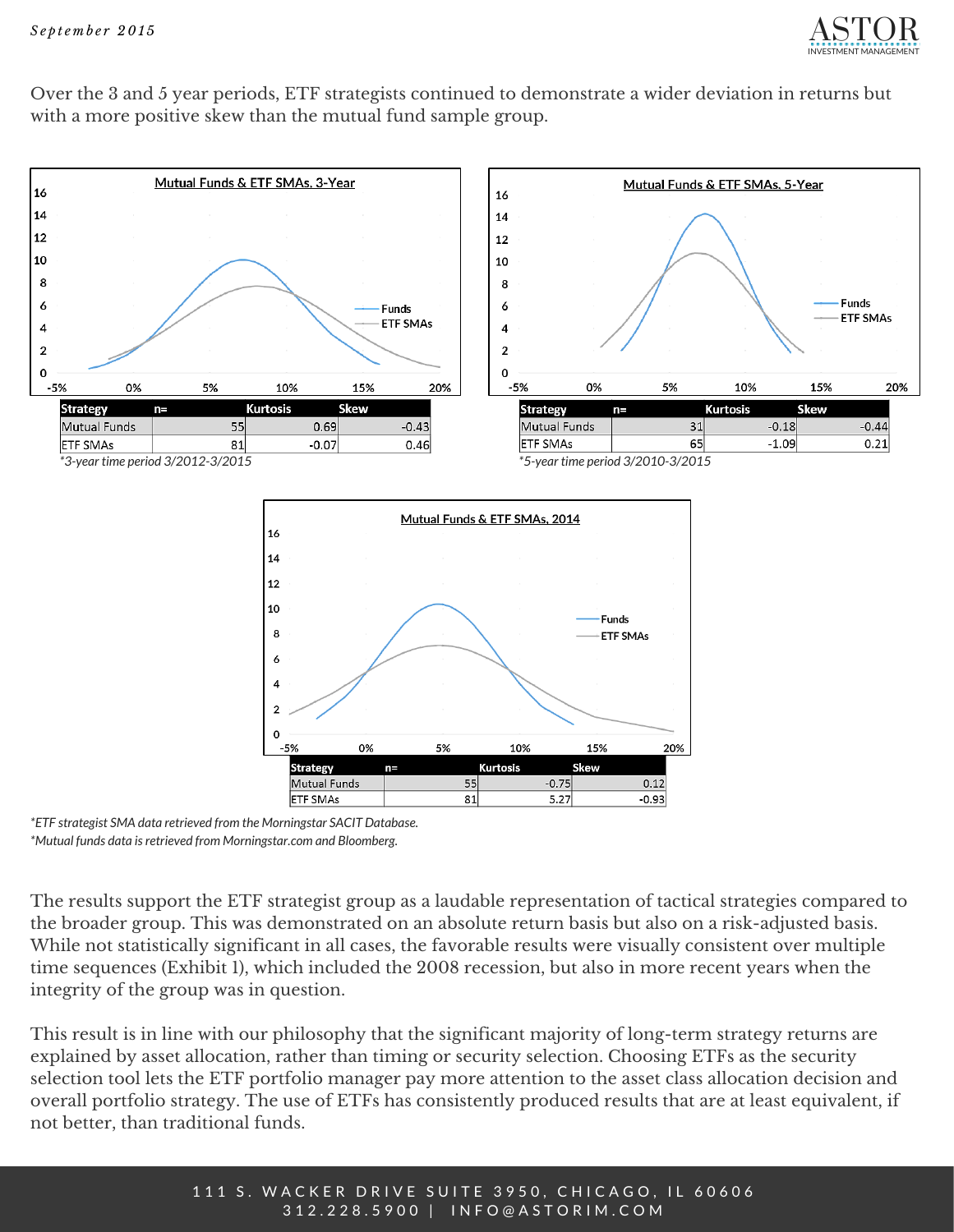Over the 3 and 5 year periods, ETF strategists continued to demonstrate a wider deviation in returns but with a more positive skew than the mutual fund sample group.

Mutual Funds & ETF SMAs, 3-Year

| Strategy | n= | Kurtosis | Skew |
|---|---|---|---|
| Mutual Funds | 55 | 0.69 | -0.43 |
| ETF SMAs | 81 | -0.07 | 0.46 |

*3-year time period 3/2012-3/2015*

Mutual Funds & ETF SMAs, 5-Year

| Strategy | n= | Kurtosis | Skew |
|---|---|---|---|
| Mutual Funds | 31 | -0.18 | -0.44 |
| ETF SMAs | 65 | -1.09 | 0.21 |

*5-year time period 3/2010-3/2015*

Mutual Funds & ETF SMAs, 2014

| Strategy | n= | Kurtosis | Skew |
|---|---|---|---|
| Mutual Funds | 55 | -0.75 | 0.12 |
| ETF SMAs | 81 | 5.27 | -0.93 |

*ETF strategist SMA data retrieved from the Morningstar SACIT Database.*
*Mutual funds data is retrieved from Morningstar.com and Bloomberg.*

The results support the ETF strategist group as a laudable representation of tactical strategies compared to the broader group. This was demonstrated on an absolute return basis but also on a risk-adjusted basis. While not statistically significant in all cases, the favorable results were visually consistent over multiple time sequences (Exhibit 1), which included the 2008 recession, but also in more recent years when the integrity of the group was in question.

This result is in line with our philosophy that the significant majority of long-term strategy returns are explained by asset allocation, rather than timing or security selection. Choosing ETFs as the security selection tool lets the ETF portfolio manager pay more attention to the asset class allocation decision and overall portfolio strategy. The use of ETFs has consistently produced results that are at least equivalent, if not better, than traditional funds.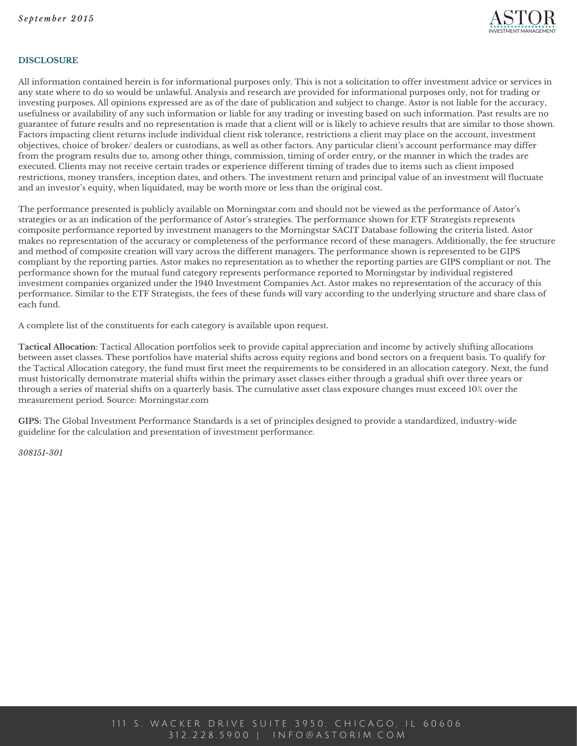## DISCLOSURE

All information contained herein is for informational purposes only. This is not a solicitation to offer investment advice or services in any state where to do so would be unlawful. Analysis and research are provided for informational purposes only, not for trading or investing purposes. All opinions expressed are as of the date of publication and subject to change. Astor is not liable for the accuracy, usefulness or availability of any such information or liable for any trading or investing based on such information. Past results are no guarantee of future results and no representation is made that a client will or is likely to achieve results that are similar to those shown. Factors impacting client returns include individual client risk tolerance, restrictions a client may place on the account, investment objectives, choice of broker/ dealers or custodians, as well as other factors. Any particular client's account performance may differ from the program results due to, among other things, commission, timing of order entry, or the manner in which the trades are executed. Clients may not receive certain trades or experience different timing of trades due to items such as client imposed restrictions, money transfers, inception dates, and others. The investment return and principal value of an investment will fluctuate and an investor's equity, when liquidated, may be worth more or less than the original cost.

The performance presented is publicly available on Morningstar.com and should not be viewed as the performance of Astor's strategies or as an indication of the performance of Astor's strategies. The performance shown for ETF Strategists represents composite performance reported by investment managers to the Morningstar SACIT Database following the criteria listed. Astor makes no representation of the accuracy or completeness of the performance record of these managers. Additionally, the fee structure and method of composite creation will vary across the different managers. The performance shown is represented to be GIPS compliant by the reporting parties. Astor makes no representation as to whether the reporting parties are GIPS compliant or not. The performance shown for the mutual fund category represents performance reported to Morningstar by individual registered investment companies organized under the 1940 Investment Companies Act. Astor makes no representation of the accuracy of this performance. Similar to the ETF Strategists, the fees of these funds will vary according to the underlying structure and share class of each fund.

A complete list of the constituents for each category is available upon request.

**Tactical Allocation**: Tactical Allocation portfolios seek to provide capital appreciation and income by actively shifting allocations between asset classes. These portfolios have material shifts across equity regions and bond sectors on a frequent basis. To qualify for the Tactical Allocation category, the fund must first meet the requirements to be considered in an allocation category. Next, the fund must historically demonstrate material shifts within the primary asset classes either through a gradual shift over three years or through a series of material shifts on a quarterly basis. The cumulative asset class exposure changes must exceed 10% over the measurement period. Source: Morningstar.com

**GIPS:** The Global Investment Performance Standards is a set of principles designed to provide a standardized, industry-wide guideline for the calculation and presentation of investment performance.

*308151-301*

111 S. WACKER DRIVE SUITE 3950, CHICAGO, IL 60606
312.228.5900 | INFO@ASTORIM.COM